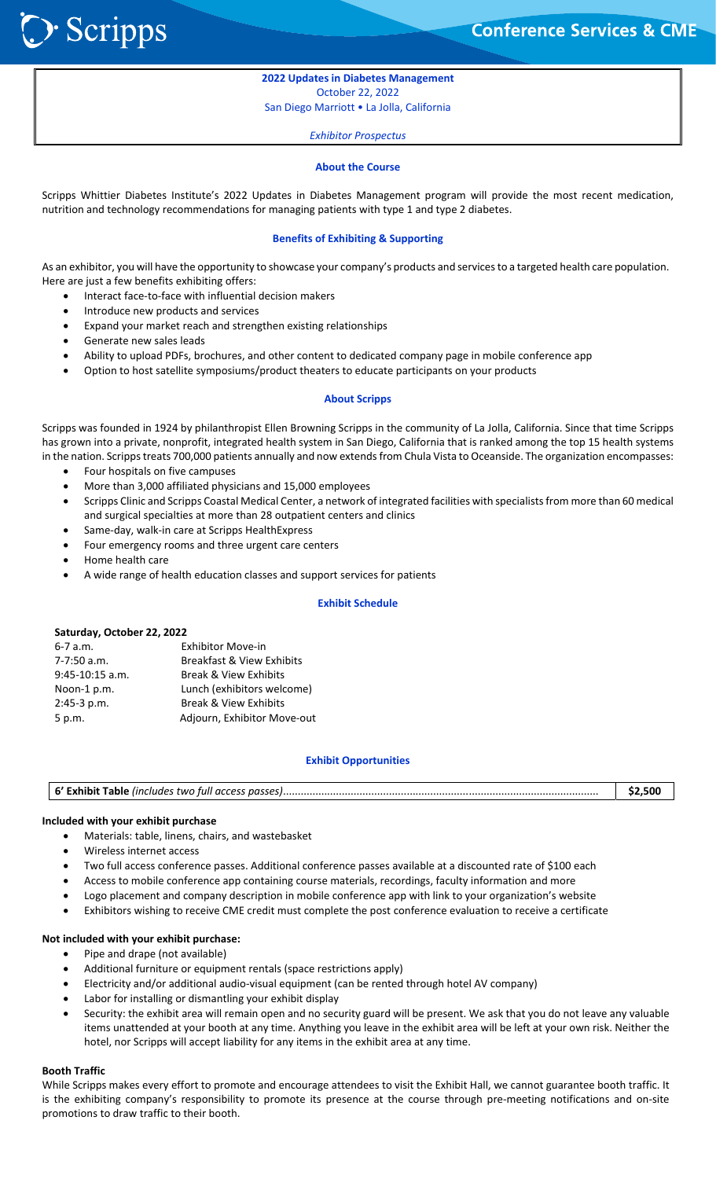Scripps

Conference Services & CME

**2022 Updates in Diabetes Management**
October 22, 2022
San Diego Marriott • La Jolla, California

*Exhibitor Prospectus*

## About the Course

Scripps Whittier Diabetes Institute's 2022 Updates in Diabetes Management program will provide the most recent medication, nutrition and technology recommendations for managing patients with type 1 and type 2 diabetes.

## Benefits of Exhibiting & Supporting

As an exhibitor, you will have the opportunity to showcase your company's products and services to a targeted health care population. Here are just a few benefits exhibiting offers:

- Interact face-to-face with influential decision makers
- Introduce new products and services
- Expand your market reach and strengthen existing relationships
- Generate new sales leads
- Ability to upload PDFs, brochures, and other content to dedicated company page in mobile conference app
- Option to host satellite symposiums/product theaters to educate participants on your products

## About Scripps

Scripps was founded in 1924 by philanthropist Ellen Browning Scripps in the community of La Jolla, California. Since that time Scripps has grown into a private, nonprofit, integrated health system in San Diego, California that is ranked among the top 15 health systems in the nation. Scripps treats 700,000 patients annually and now extends from Chula Vista to Oceanside. The organization encompasses:

- Four hospitals on five campuses
- More than 3,000 affiliated physicians and 15,000 employees
- Scripps Clinic and Scripps Coastal Medical Center, a network of integrated facilities with specialists from more than 60 medical and surgical specialties at more than 28 outpatient centers and clinics
- Same-day, walk-in care at Scripps HealthExpress
- Four emergency rooms and three urgent care centers
- Home health care
- A wide range of health education classes and support services for patients

## Exhibit Schedule

**Saturday, October 22, 2022**

| | |
|---|---|
| 6-7 a.m. | Exhibitor Move-in |
| 7-7:50 a.m. | Breakfast & View Exhibits |
| 9:45-10:15 a.m. | Break & View Exhibits |
| Noon-1 p.m. | Lunch (exhibitors welcome) |
| 2:45-3 p.m. | Break & View Exhibits |
| 5 p.m. | Adjourn, Exhibitor Move-out |

## Exhibit Opportunities

| | |
|---|---|
| **6' Exhibit Table** *(includes two full access passes)*........................................ | **$2,500** |

**Included with your exhibit purchase**

- Materials: table, linens, chairs, and wastebasket
- Wireless internet access
- Two full access conference passes. Additional conference passes available at a discounted rate of $100 each
- Access to mobile conference app containing course materials, recordings, faculty information and more
- Logo placement and company description in mobile conference app with link to your organization's website
- Exhibitors wishing to receive CME credit must complete the post conference evaluation to receive a certificate

**Not included with your exhibit purchase:**

- Pipe and drape (not available)
- Additional furniture or equipment rentals (space restrictions apply)
- Electricity and/or additional audio-visual equipment (can be rented through hotel AV company)
- Labor for installing or dismantling your exhibit display
- Security: the exhibit area will remain open and no security guard will be present. We ask that you do not leave any valuable items unattended at your booth at any time. Anything you leave in the exhibit area will be left at your own risk. Neither the hotel, nor Scripps will accept liability for any items in the exhibit area at any time.

**Booth Traffic**

While Scripps makes every effort to promote and encourage attendees to visit the Exhibit Hall, we cannot guarantee booth traffic. It is the exhibiting company's responsibility to promote its presence at the course through pre-meeting notifications and on-site promotions to draw traffic to their booth.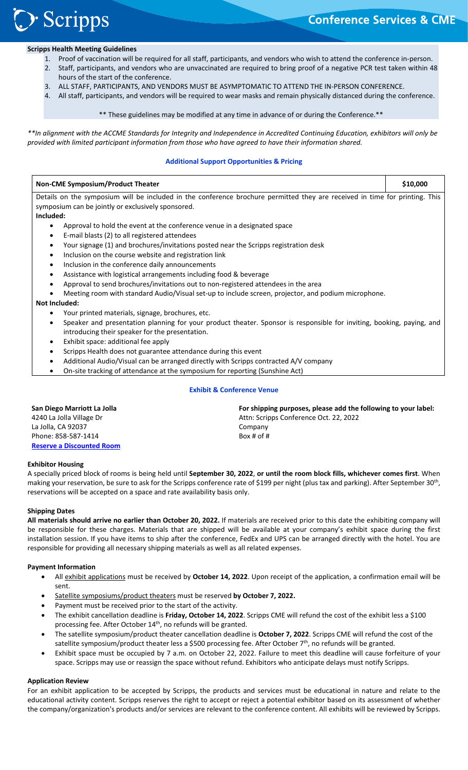**Scripps Health Meeting Guidelines**

1. Proof of vaccination will be required for all staff, participants, and vendors who wish to attend the conference in-person.
2. Staff, participants, and vendors who are unvaccinated are required to bring proof of a negative PCR test taken within 48 hours of the start of the conference.
3. ALL STAFF, PARTICIPANTS, AND VENDORS MUST BE ASYMPTOMATIC TO ATTEND THE IN-PERSON CONFERENCE.
4. All staff, participants, and vendors will be required to wear masks and remain physically distanced during the conference.

** These guidelines may be modified at any time in advance of or during the Conference.**

*\*\*In alignment with the ACCME Standards for Integrity and Independence in Accredited Continuing Education, exhibitors will only be provided with limited participant information from those who have agreed to have their information shared.*

## Additional Support Opportunities & Pricing

| **Non-CME Symposium/Product Theater** | **$10,000** |
|---|---|

Details on the symposium will be included in the conference brochure permitted they are received in time for printing. This symposium can be jointly or exclusively sponsored.

**Included:**

- Approval to hold the event at the conference venue in a designated space
- E-mail blasts (2) to all registered attendees
- Your signage (1) and brochures/invitations posted near the Scripps registration desk
- Inclusion on the course website and registration link
- Inclusion in the conference daily announcements
- Assistance with logistical arrangements including food & beverage
- Approval to send brochures/invitations out to non-registered attendees in the area
- Meeting room with standard Audio/Visual set-up to include screen, projector, and podium microphone.

**Not Included:**

- Your printed materials, signage, brochures, etc.
- Speaker and presentation planning for your product theater. Sponsor is responsible for inviting, booking, paying, and introducing their speaker for the presentation.
- Exhibit space: additional fee apply
- Scripps Health does not guarantee attendance during this event
- Additional Audio/Visual can be arranged directly with Scripps contracted A/V company
- On-site tracking of attendance at the symposium for reporting (Sunshine Act)

## Exhibit & Conference Venue

**San Diego Marriott La Jolla**
4240 La Jolla Village Dr
La Jolla, CA 92037
Phone: 858-587-1414
**Reserve a Discounted Room**

**For shipping purposes, please add the following to your label:**
Attn: Scripps Conference Oct. 22, 2022
Company
Box # of #

### Exhibitor Housing

A specially priced block of rooms is being held until **September 30, 2022**, **or until the room block fills, whichever comes first**. When making your reservation, be sure to ask for the Scripps conference rate of $199 per night (plus tax and parking). After September 30th, reservations will be accepted on a space and rate availability basis only.

### Shipping Dates

**All materials should arrive no earlier than October 20, 2022.** If materials are received prior to this date the exhibiting company will be responsible for these charges. Materials that are shipped will be available at your company's exhibit space during the first installation session. If you have items to ship after the conference, FedEx and UPS can be arranged directly with the hotel. You are responsible for providing all necessary shipping materials as well as all related expenses.

### Payment Information

- All exhibit applications must be received by **October 14, 2022**. Upon receipt of the application, a confirmation email will be sent.
- Satellite symposiums/product theaters must be reserved **by October 7, 2022.**
- Payment must be received prior to the start of the activity.
- The exhibit cancellation deadline is **Friday, October 14, 2022**. Scripps CME will refund the cost of the exhibit less a $100 processing fee. After October 14th, no refunds will be granted.
- The satellite symposium/product theater cancellation deadline is **October 7, 2022**. Scripps CME will refund the cost of the satellite symposium/product theater less a $500 processing fee. After October 7th, no refunds will be granted.
- Exhibit space must be occupied by 7 a.m. on October 22, 2022. Failure to meet this deadline will cause forfeiture of your space. Scripps may use or reassign the space without refund. Exhibitors who anticipate delays must notify Scripps.

### Application Review

For an exhibit application to be accepted by Scripps, the products and services must be educational in nature and relate to the educational activity content. Scripps reserves the right to accept or reject a potential exhibitor based on its assessment of whether the company/organization's products and/or services are relevant to the conference content. All exhibits will be reviewed by Scripps.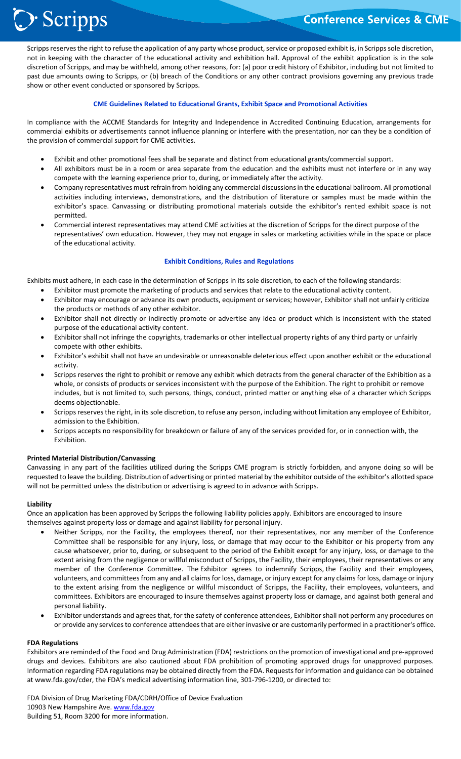Scripps reserves the right to refuse the application of any party whose product, service or proposed exhibit is, in Scripps sole discretion, not in keeping with the character of the educational activity and exhibition hall. Approval of the exhibit application is in the sole discretion of Scripps, and may be withheld, among other reasons, for: (a) poor credit history of Exhibitor, including but not limited to past due amounts owing to Scripps, or (b) breach of the Conditions or any other contract provisions governing any previous trade show or other event conducted or sponsored by Scripps.

## CME Guidelines Related to Educational Grants, Exhibit Space and Promotional Activities

In compliance with the ACCME Standards for Integrity and Independence in Accredited Continuing Education, arrangements for commercial exhibits or advertisements cannot influence planning or interfere with the presentation, nor can they be a condition of the provision of commercial support for CME activities.

- Exhibit and other promotional fees shall be separate and distinct from educational grants/commercial support.
- All exhibitors must be in a room or area separate from the education and the exhibits must not interfere or in any way compete with the learning experience prior to, during, or immediately after the activity.
- Company representatives must refrain from holding any commercial discussions in the educational ballroom. All promotional activities including interviews, demonstrations, and the distribution of literature or samples must be made within the exhibitor's space. Canvassing or distributing promotional materials outside the exhibitor's rented exhibit space is not permitted.
- Commercial interest representatives may attend CME activities at the discretion of Scripps for the direct purpose of the representatives' own education. However, they may not engage in sales or marketing activities while in the space or place of the educational activity.

## Exhibit Conditions, Rules and Regulations

Exhibits must adhere, in each case in the determination of Scripps in its sole discretion, to each of the following standards:

- Exhibitor must promote the marketing of products and services that relate to the educational activity content.
- Exhibitor may encourage or advance its own products, equipment or services; however, Exhibitor shall not unfairly criticize the products or methods of any other exhibitor.
- Exhibitor shall not directly or indirectly promote or advertise any idea or product which is inconsistent with the stated purpose of the educational activity content.
- Exhibitor shall not infringe the copyrights, trademarks or other intellectual property rights of any third party or unfairly compete with other exhibits.
- Exhibitor's exhibit shall not have an undesirable or unreasonable deleterious effect upon another exhibit or the educational activity.
- Scripps reserves the right to prohibit or remove any exhibit which detracts from the general character of the Exhibition as a whole, or consists of products or services inconsistent with the purpose of the Exhibition. The right to prohibit or remove includes, but is not limited to, such persons, things, conduct, printed matter or anything else of a character which Scripps deems objectionable.
- Scripps reserves the right, in its sole discretion, to refuse any person, including without limitation any employee of Exhibitor, admission to the Exhibition.
- Scripps accepts no responsibility for breakdown or failure of any of the services provided for, or in connection with, the Exhibition.

### Printed Material Distribution/Canvassing

Canvassing in any part of the facilities utilized during the Scripps CME program is strictly forbidden, and anyone doing so will be requested to leave the building. Distribution of advertising or printed material by the exhibitor outside of the exhibitor's allotted space will not be permitted unless the distribution or advertising is agreed to in advance with Scripps.

### Liability

Once an application has been approved by Scripps the following liability policies apply. Exhibitors are encouraged to insure themselves against property loss or damage and against liability for personal injury.

- Neither Scripps, nor the Facility, the employees thereof, nor their representatives, nor any member of the Conference Committee shall be responsible for any injury, loss, or damage that may occur to the Exhibitor or his property from any cause whatsoever, prior to, during, or subsequent to the period of the Exhibit except for any injury, loss, or damage to the extent arising from the negligence or willful misconduct of Scripps, the Facility, their employees, their representatives or any member of the Conference Committee. The Exhibitor agrees to indemnify Scripps, the Facility and their employees, volunteers, and committees from any and all claims for loss, damage, or injury except for any claims for loss, damage or injury to the extent arising from the negligence or willful misconduct of Scripps, the Facility, their employees, volunteers, and committees. Exhibitors are encouraged to insure themselves against property loss or damage, and against both general and personal liability.
- Exhibitor understands and agrees that, for the safety of conference attendees, Exhibitor shall not perform any procedures on or provide any services to conference attendees that are either invasive or are customarily performed in a practitioner's office.

### FDA Regulations

Exhibitors are reminded of the Food and Drug Administration (FDA) restrictions on the promotion of investigational and pre-approved drugs and devices. Exhibitors are also cautioned about FDA prohibition of promoting approved drugs for unapproved purposes. Information regarding FDA regulations may be obtained directly from the FDA. Requests for information and guidance can be obtained at www.fda.gov/cder, the FDA's medical advertising information line, 301-796-1200, or directed to:

FDA Division of Drug Marketing FDA/CDRH/Office of Device Evaluation
10903 New Hampshire Ave. www.fda.gov
Building 51, Room 3200 for more information.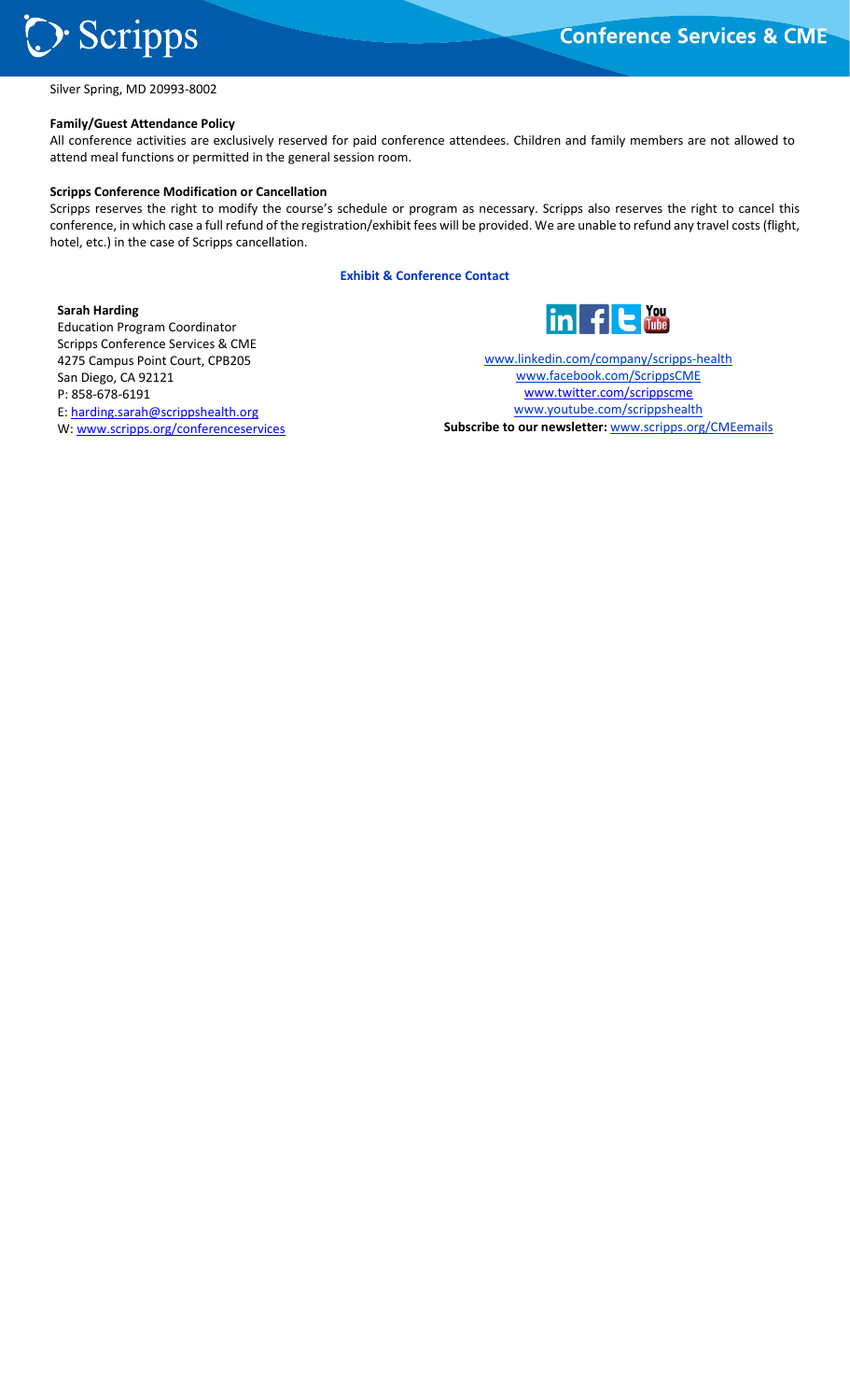Silver Spring, MD 20993-8002

**Family/Guest Attendance Policy**

All conference activities are exclusively reserved for paid conference attendees. Children and family members are not allowed to attend meal functions or permitted in the general session room.

**Scripps Conference Modification or Cancellation**

Scripps reserves the right to modify the course's schedule or program as necessary. Scripps also reserves the right to cancel this conference, in which case a full refund of the registration/exhibit fees will be provided. We are unable to refund any travel costs (flight, hotel, etc.) in the case of Scripps cancellation.

**Exhibit & Conference Contact**

**Sarah Harding**
Education Program Coordinator
Scripps Conference Services & CME
4275 Campus Point Court, CPB205
San Diego, CA 92121
P: 858-678-6191
E: harding.sarah@scrippshealth.org
W: www.scripps.org/conferenceservices

www.linkedin.com/company/scripps-health
www.facebook.com/ScrippsCME
www.twitter.com/scrippscme
www.youtube.com/scrippshealth
**Subscribe to our newsletter:** www.scripps.org/CMEemails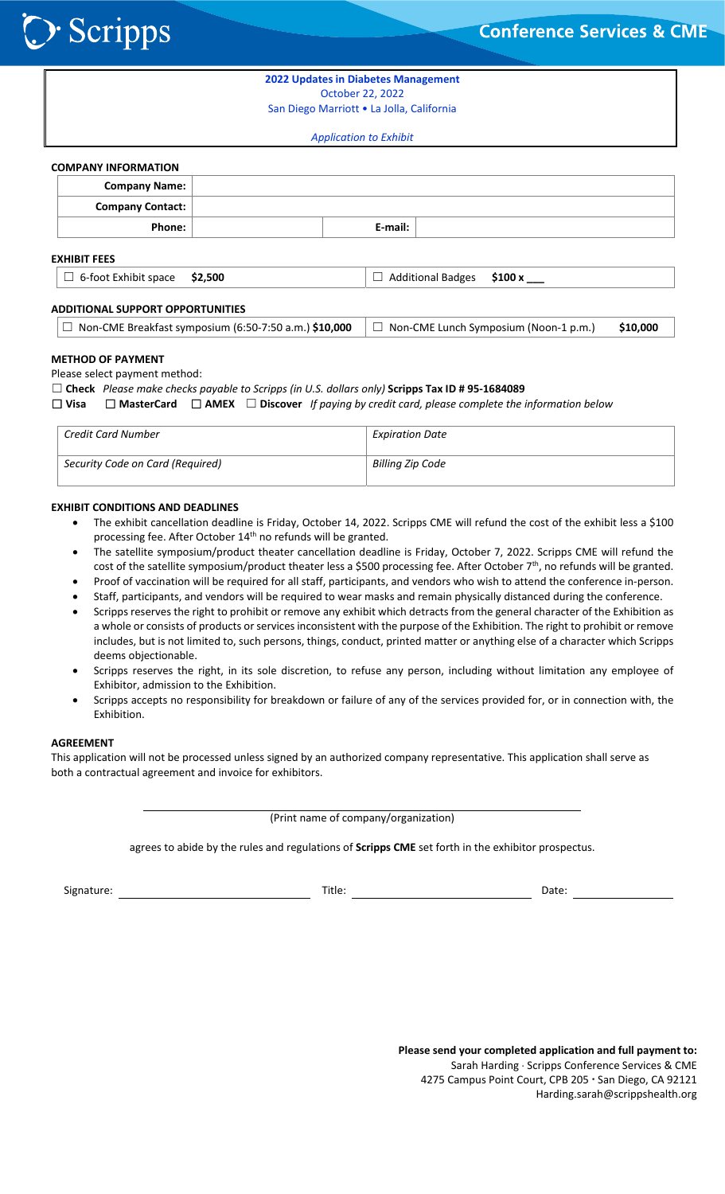Scripps

Conference Services & CME

**2022 Updates in Diabetes Management**
October 22, 2022
San Diego Marriott • La Jolla, California

*Application to Exhibit*

**COMPANY INFORMATION**

| | | | |
|---|---|---|---|
| **Company Name:** | | | |
| **Company Contact:** | | | |
| **Phone:** | | **E-mail:** | |

**EXHIBIT FEES**

| | |
|---|---|
| ☐ 6-foot Exhibit space **$2,500** | ☐ Additional Badges **$100 x** ___ |

**ADDITIONAL SUPPORT OPPORTUNITIES**

| | |
|---|---|
| ☐ Non-CME Breakfast symposium (6:50-7:50 a.m.) **$10,000** | ☐ Non-CME Lunch Symposium (Noon-1 p.m.) **$10,000** |

**METHOD OF PAYMENT**

Please select payment method:

☐ **Check** *Please make checks payable to Scripps (in U.S. dollars only)* **Scripps Tax ID # 95-1684089**

☐ **Visa** ☐ **MasterCard** ☐ **AMEX** ☐ **Discover** *If paying by credit card, please complete the information below*

| | |
|---|---|
| *Credit Card Number* | *Expiration Date* |
| *Security Code on Card (Required)* | *Billing Zip Code* |

**EXHIBIT CONDITIONS AND DEADLINES**

- The exhibit cancellation deadline is Friday, October 14, 2022. Scripps CME will refund the cost of the exhibit less a $100 processing fee. After October 14th no refunds will be granted.
- The satellite symposium/product theater cancellation deadline is Friday, October 7, 2022. Scripps CME will refund the cost of the satellite symposium/product theater less a $500 processing fee. After October 7th, no refunds will be granted.
- Proof of vaccination will be required for all staff, participants, and vendors who wish to attend the conference in-person.
- Staff, participants, and vendors will be required to wear masks and remain physically distanced during the conference.
- Scripps reserves the right to prohibit or remove any exhibit which detracts from the general character of the Exhibition as a whole or consists of products or services inconsistent with the purpose of the Exhibition. The right to prohibit or remove includes, but is not limited to, such persons, things, conduct, printed matter or anything else of a character which Scripps deems objectionable.
- Scripps reserves the right, in its sole discretion, to refuse any person, including without limitation any employee of Exhibitor, admission to the Exhibition.
- Scripps accepts no responsibility for breakdown or failure of any of the services provided for, or in connection with, the Exhibition.

**AGREEMENT**

This application will not be processed unless signed by an authorized company representative. This application shall serve as both a contractual agreement and invoice for exhibitors.

______________________________________
(Print name of company/organization)

agrees to abide by the rules and regulations of **Scripps CME** set forth in the exhibitor prospectus.

Signature: ____________________ Title: ____________________ Date: ____________

**Please send your completed application and full payment to:**
Sarah Harding · Scripps Conference Services & CME
4275 Campus Point Court, CPB 205 · San Diego, CA 92121
Harding.sarah@scrippshealth.org